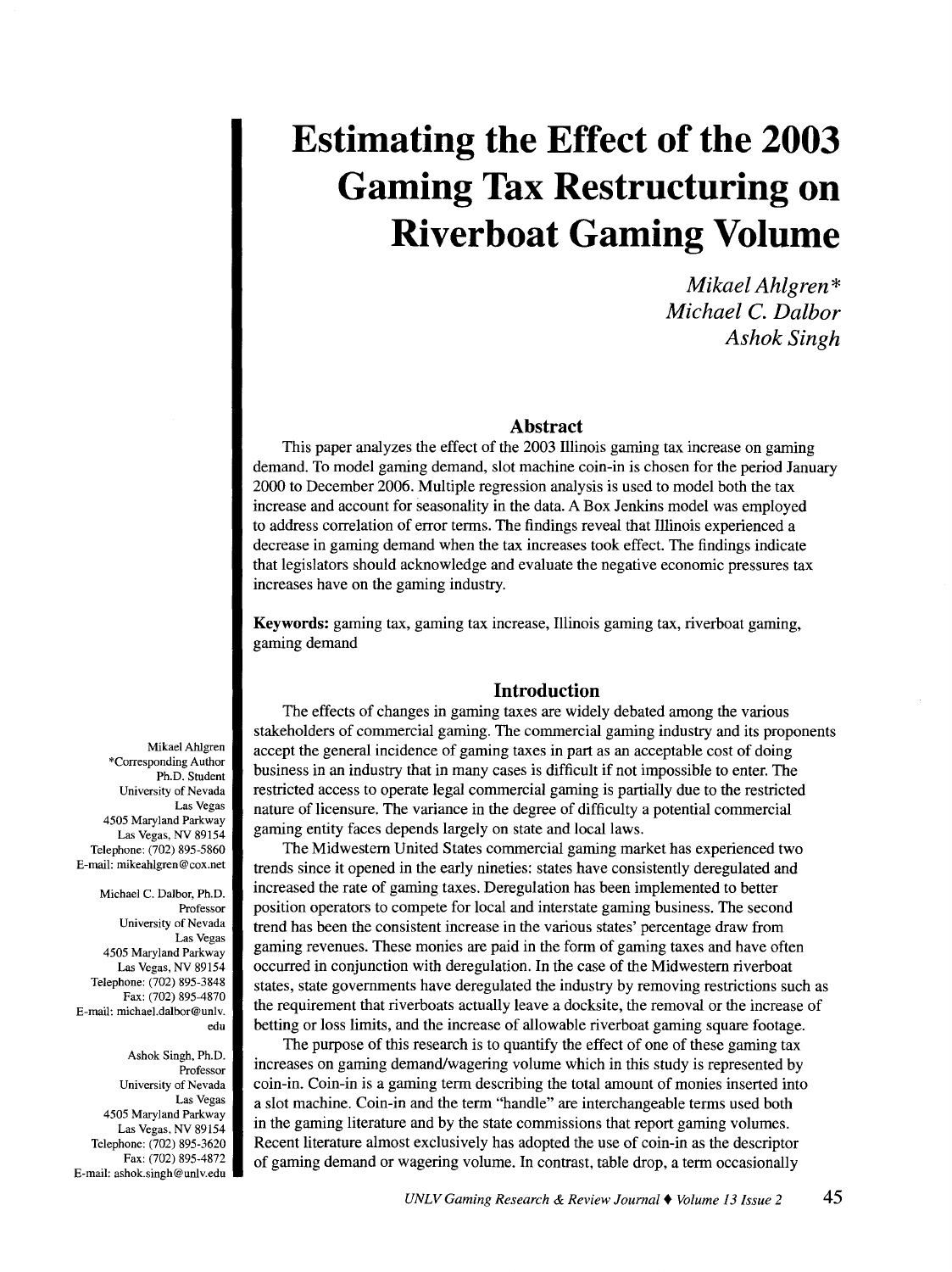# Estimating the Effect of the 2003 Gaming Tax Restructuring on Riverboat Gaming Volume

*Mikael Ahlgren\**
*Michael C. Dalbor*
*Ashok Singh*

## Abstract

This paper analyzes the effect of the 2003 Illinois gaming tax increase on gaming demand. To model gaming demand, slot machine coin-in is chosen for the period January 2000 to December 2006. Multiple regression analysis is used to model both the tax increase and account for seasonality in the data. A Box Jenkins model was employed to address correlation of error terms. The findings reveal that Illinois experienced a decrease in gaming demand when the tax increases took effect. The findings indicate that legislators should acknowledge and evaluate the negative economic pressures tax increases have on the gaming industry.

**Keywords:** gaming tax, gaming tax increase, Illinois gaming tax, riverboat gaming, gaming demand

## Introduction

The effects of changes in gaming taxes are widely debated among the various stakeholders of commercial gaming. The commercial gaming industry and its proponents accept the general incidence of gaming taxes in part as an acceptable cost of doing business in an industry that in many cases is difficult if not impossible to enter. The restricted access to operate legal commercial gaming is partially due to the restricted nature of licensure. The variance in the degree of difficulty a potential commercial gaming entity faces depends largely on state and local laws.

The Midwestern United States commercial gaming market has experienced two trends since it opened in the early nineties: states have consistently deregulated and increased the rate of gaming taxes. Deregulation has been implemented to better position operators to compete for local and interstate gaming business. The second trend has been the consistent increase in the various states' percentage draw from gaming revenues. These monies are paid in the form of gaming taxes and have often occurred in conjunction with deregulation. In the case of the Midwestern riverboat states, state governments have deregulated the industry by removing restrictions such as the requirement that riverboats actually leave a docksite, the removal or the increase of betting or loss limits, and the increase of allowable riverboat gaming square footage.

The purpose of this research is to quantify the effect of one of these gaming tax increases on gaming demand/wagering volume which in this study is represented by coin-in. Coin-in is a gaming term describing the total amount of monies inserted into a slot machine. Coin-in and the term "handle" are interchangeable terms used both in the gaming literature and by the state commissions that report gaming volumes. Recent literature almost exclusively has adopted the use of coin-in as the descriptor of gaming demand or wagering volume. In contrast, table drop, a term occasionally

Mikael Ahlgren
\*Corresponding Author
Ph.D. Student
University of Nevada
Las Vegas
4505 Maryland Parkway
Las Vegas, NV 89154
Telephone: (702) 895-5860
E-mail: mikeahlgren@cox.net

Michael C. Dalbor, Ph.D.
Professor
University of Nevada
Las Vegas
4505 Maryland Parkway
Las Vegas, NV 89154
Telephone: (702) 895-3848
Fax: (702) 895-4870
E-mail: michael.dalbor@unlv.edu

Ashok Singh, Ph.D.
Professor
University of Nevada
Las Vegas
4505 Maryland Parkway
Las Vegas, NV 89154
Telephone: (702) 895-3620
Fax: (702) 895-4872
E-mail: ashok.singh@unlv.edu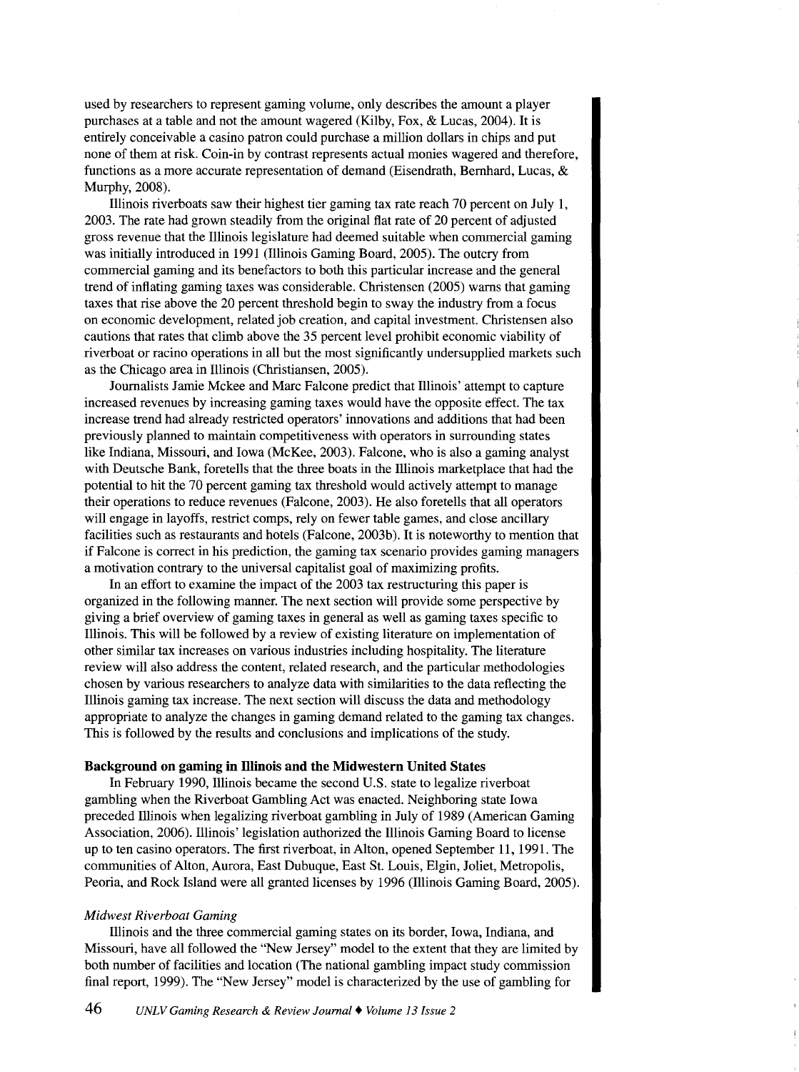used by researchers to represent gaming volume, only describes the amount a player purchases at a table and not the amount wagered (Kilby, Fox, & Lucas, 2004). It is entirely conceivable a casino patron could purchase a million dollars in chips and put none of them at risk. Coin-in by contrast represents actual monies wagered and therefore, functions as a more accurate representation of demand (Eisendrath, Bernhard, Lucas, & Murphy, 2008).

Illinois riverboats saw their highest tier gaming tax rate reach 70 percent on July 1, 2003. The rate had grown steadily from the original flat rate of 20 percent of adjusted gross revenue that the Illinois legislature had deemed suitable when commercial gaming was initially introduced in 1991 (Illinois Gaming Board, 2005). The outcry from commercial gaming and its benefactors to both this particular increase and the general trend of inflating gaming taxes was considerable. Christensen (2005) warns that gaming taxes that rise above the 20 percent threshold begin to sway the industry from a focus on economic development, related job creation, and capital investment. Christensen also cautions that rates that climb above the 35 percent level prohibit economic viability of riverboat or racino operations in all but the most significantly undersupplied markets such as the Chicago area in Illinois (Christiansen, 2005).

Journalists Jamie Mckee and Marc Falcone predict that Illinois' attempt to capture increased revenues by increasing gaming taxes would have the opposite effect. The tax increase trend had already restricted operators' innovations and additions that had been previously planned to maintain competitiveness with operators in surrounding states like Indiana, Missouri, and Iowa (McKee, 2003). Falcone, who is also a gaming analyst with Deutsche Bank, foretells that the three boats in the Illinois marketplace that had the potential to hit the 70 percent gaming tax threshold would actively attempt to manage their operations to reduce revenues (Falcone, 2003). He also foretells that all operators will engage in layoffs, restrict comps, rely on fewer table games, and close ancillary facilities such as restaurants and hotels (Falcone, 2003b). It is noteworthy to mention that if Falcone is correct in his prediction, the gaming tax scenario provides gaming managers a motivation contrary to the universal capitalist goal of maximizing profits.

In an effort to examine the impact of the 2003 tax restructuring this paper is organized in the following manner. The next section will provide some perspective by giving a brief overview of gaming taxes in general as well as gaming taxes specific to Illinois. This will be followed by a review of existing literature on implementation of other similar tax increases on various industries including hospitality. The literature review will also address the content, related research, and the particular methodologies chosen by various researchers to analyze data with similarities to the data reflecting the Illinois gaming tax increase. The next section will discuss the data and methodology appropriate to analyze the changes in gaming demand related to the gaming tax changes. This is followed by the results and conclusions and implications of the study.

## Background on gaming in Illinois and the Midwestern United States

In February 1990, Illinois became the second U.S. state to legalize riverboat gambling when the Riverboat Gambling Act was enacted. Neighboring state Iowa preceded Illinois when legalizing riverboat gambling in July of 1989 (American Gaming Association, 2006). Illinois' legislation authorized the Illinois Gaming Board to license up to ten casino operators. The first riverboat, in Alton, opened September 11, 1991. The communities of Alton, Aurora, East Dubuque, East St. Louis, Elgin, Joliet, Metropolis, Peoria, and Rock Island were all granted licenses by 1996 (Illinois Gaming Board, 2005).

### *Midwest Riverboat Gaming*

Illinois and the three commercial gaming states on its border, Iowa, Indiana, and Missouri, have all followed the "New Jersey" model to the extent that they are limited by both number of facilities and location (The national gambling impact study commission final report, 1999). The "New Jersey" model is characterized by the use of gambling for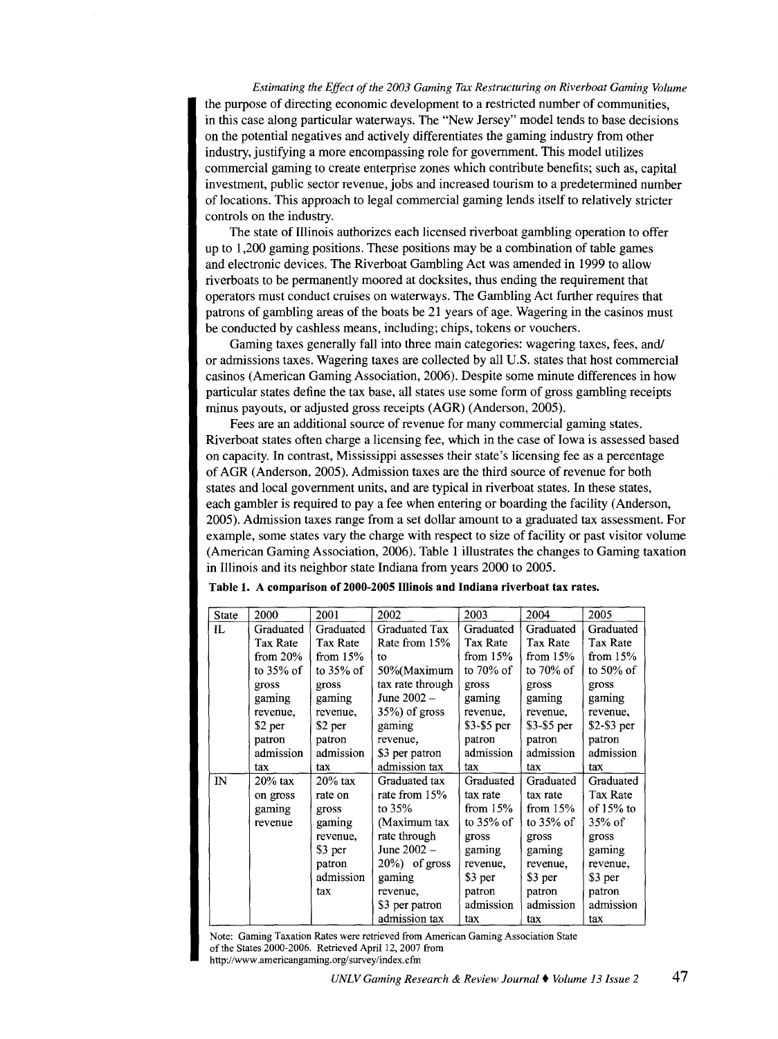the purpose of directing economic development to a restricted number of communities, in this case along particular waterways. The "New Jersey" model tends to base decisions on the potential negatives and actively differentiates the gaming industry from other industry, justifying a more encompassing role for government. This model utilizes commercial gaming to create enterprise zones which contribute benefits; such as, capital investment, public sector revenue, jobs and increased tourism to a predetermined number of locations. This approach to legal commercial gaming lends itself to relatively stricter controls on the industry.

The state of Illinois authorizes each licensed riverboat gambling operation to offer up to 1,200 gaming positions. These positions may be a combination of table games and electronic devices. The Riverboat Gambling Act was amended in 1999 to allow riverboats to be permanently moored at docksites, thus ending the requirement that operators must conduct cruises on waterways. The Gambling Act further requires that patrons of gambling areas of the boats be 21 years of age. Wagering in the casinos must be conducted by cashless means, including; chips, tokens or vouchers.

Gaming taxes generally fall into three main categories: wagering taxes, fees, and/or admissions taxes. Wagering taxes are collected by all U.S. states that host commercial casinos (American Gaming Association, 2006). Despite some minute differences in how particular states define the tax base, all states use some form of gross gambling receipts minus payouts, or adjusted gross receipts (AGR) (Anderson, 2005).

Fees are an additional source of revenue for many commercial gaming states. Riverboat states often charge a licensing fee, which in the case of Iowa is assessed based on capacity. In contrast, Mississippi assesses their state's licensing fee as a percentage of AGR (Anderson, 2005). Admission taxes are the third source of revenue for both states and local government units, and are typical in riverboat states. In these states, each gambler is required to pay a fee when entering or boarding the facility (Anderson, 2005). Admission taxes range from a set dollar amount to a graduated tax assessment. For example, some states vary the charge with respect to size of facility or past visitor volume (American Gaming Association, 2006). Table 1 illustrates the changes to Gaming taxation in Illinois and its neighbor state Indiana from years 2000 to 2005.

**Table 1. A comparison of 2000-2005 Illinois and Indiana riverboat tax rates.**

| State | 2000 | 2001 | 2002 | 2003 | 2004 | 2005 |
|---|---|---|---|---|---|---|
| IL | Graduated Tax Rate from 20% to 35% of gross gaming revenue, $2 per patron admission tax | Graduated Tax Rate from 15% to 35% of gross gaming revenue, $2 per patron admission tax | Graduated Tax Rate from 15% to 50%(Maximum tax rate through June 2002 – 35%) of gross gaming revenue, $3 per patron admission tax | Graduated Tax Rate from 15% to 70% of gross gaming revenue, $3-$5 per patron admission tax | Graduated Tax Rate from 15% to 70% of gross gaming revenue, $3-$5 per patron admission tax | Graduated Tax Rate from 15% to 50% of gross gaming revenue, $2-$3 per patron admission tax |
| IN | 20% tax on gross gaming revenue | 20% tax rate on gross gaming revenue, $3 per patron admission tax | Graduated tax rate from 15% to 35% (Maximum tax rate through June 2002 – 20%) of gross gaming revenue, $3 per patron admission tax | Graduated tax rate from 15% to 35% of gross gaming revenue, $3 per patron admission tax | Graduated tax rate from 15% to 35% of gross gaming revenue, $3 per patron admission tax | Graduated Tax Rate of 15% to 35% of gross gaming revenue, $3 per patron admission tax |

Note: Gaming Taxation Rates were retrieved from American Gaming Association State of the States 2000-2006. Retrieved April 12, 2007 from http://www.americangaming.org/survey/index.cfm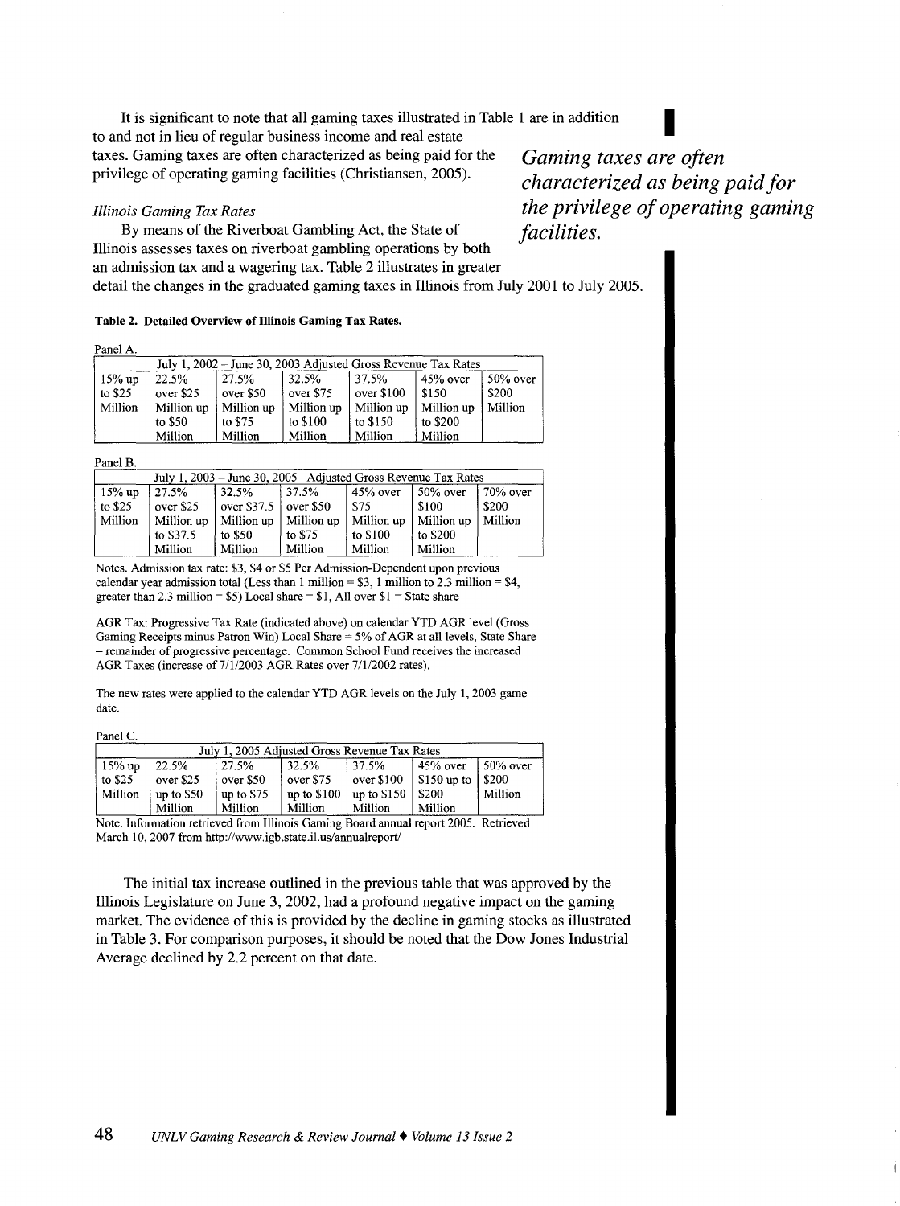It is significant to note that all gaming taxes illustrated in Table 1 are in addition to and not in lieu of regular business income and real estate taxes. Gaming taxes are often characterized as being paid for the privilege of operating gaming facilities (Christiansen, 2005).

*Gaming taxes are often characterized as being paid for the privilege of operating gaming facilities.*

*Illinois Gaming Tax Rates*

By means of the Riverboat Gambling Act, the State of Illinois assesses taxes on riverboat gambling operations by both an admission tax and a wagering tax. Table 2 illustrates in greater detail the changes in the graduated gaming taxes in Illinois from July 2001 to July 2005.

**Table 2. Detailed Overview of Illinois Gaming Tax Rates.**

Panel A.

| July 1, 2002 – June 30, 2003 Adjusted Gross Revenue Tax Rates | | | | | | |
|---|---|---|---|---|---|---|
| 15% up to $25 Million | 22.5% over $25 Million up to $50 Million | 27.5% over $50 Million up to $75 Million | 32.5% over $75 Million up to $100 Million | 37.5% over $100 Million up to $150 Million | 45% over $150 Million up to $200 Million | 50% over $200 Million |

Panel B.

| July 1, 2003 – June 30, 2005 Adjusted Gross Revenue Tax Rates | | | | | | |
|---|---|---|---|---|---|---|
| 15% up to $25 Million | 27.5% over $25 Million up to $37.5 Million | 32.5% over $37.5 Million up to $50 Million | 37.5% over $50 Million up to $75 Million | 45% over $75 Million up to $100 Million | 50% over $100 Million up to $200 Million | 70% over $200 Million |

Notes. Admission tax rate: $3, $4 or $5 Per Admission-Dependent upon previous calendar year admission total (Less than 1 million = $3, 1 million to 2.3 million = $4, greater than 2.3 million = $5) Local share = $1, All over $1 = State share

AGR Tax: Progressive Tax Rate (indicated above) on calendar YTD AGR level (Gross Gaming Receipts minus Patron Win) Local Share = 5% of AGR at all levels, State Share = remainder of progressive percentage. Common School Fund receives the increased AGR Taxes (increase of 7/1/2003 AGR Rates over 7/1/2002 rates).

The new rates were applied to the calendar YTD AGR levels on the July 1, 2003 game date.

Panel C.

| July 1, 2005 Adjusted Gross Revenue Tax Rates | | | | | | |
|---|---|---|---|---|---|---|
| 15% up to $25 Million | 22.5% over $25 up to $50 Million | 27.5% over $50 up to $75 Million | 32.5% over $75 up to $100 Million | 37.5% over $100 up to $150 Million | 45% over $150 up to $200 Million | 50% over $200 Million |

Note. Information retrieved from Illinois Gaming Board annual report 2005. Retrieved March 10, 2007 from http://www.igb.state.il.us/annualreport/

The initial tax increase outlined in the previous table that was approved by the Illinois Legislature on June 3, 2002, had a profound negative impact on the gaming market. The evidence of this is provided by the decline in gaming stocks as illustrated in Table 3. For comparison purposes, it should be noted that the Dow Jones Industrial Average declined by 2.2 percent on that date.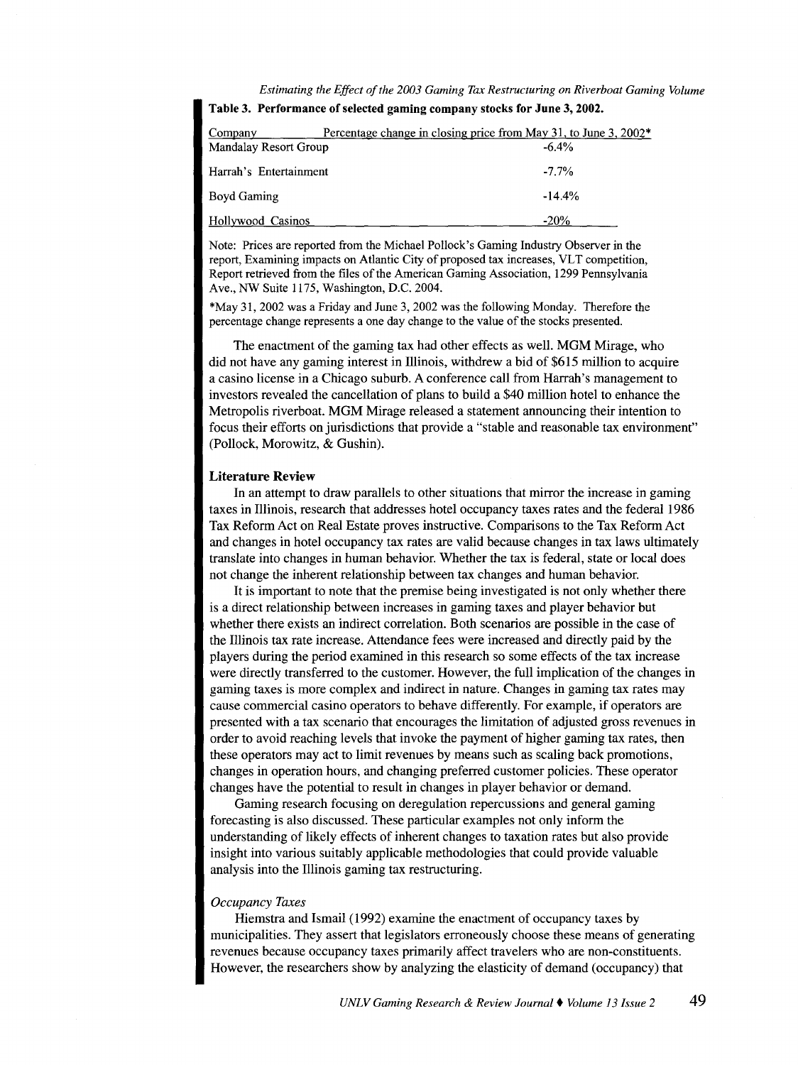**Table 3. Performance of selected gaming company stocks for June 3, 2002.**

| Company | Percentage change in closing price from May 31, to June 3, 2002* |
|---|---|
| Mandalay Resort Group | -6.4% |
| Harrah's Entertainment | -7.7% |
| Boyd Gaming | -14.4% |
| Hollywood Casinos | -20% |

Note: Prices are reported from the Michael Pollock's Gaming Industry Observer in the report, Examining impacts on Atlantic City of proposed tax increases, VLT competition, Report retrieved from the files of the American Gaming Association, 1299 Pennsylvania Ave., NW Suite 1175, Washington, D.C. 2004.

*May 31, 2002 was a Friday and June 3, 2002 was the following Monday. Therefore the percentage change represents a one day change to the value of the stocks presented.

The enactment of the gaming tax had other effects as well. MGM Mirage, who did not have any gaming interest in Illinois, withdrew a bid of $615 million to acquire a casino license in a Chicago suburb. A conference call from Harrah's management to investors revealed the cancellation of plans to build a $40 million hotel to enhance the Metropolis riverboat. MGM Mirage released a statement announcing their intention to focus their efforts on jurisdictions that provide a "stable and reasonable tax environment" (Pollock, Morowitz, & Gushin).

### Literature Review

In an attempt to draw parallels to other situations that mirror the increase in gaming taxes in Illinois, research that addresses hotel occupancy taxes rates and the federal 1986 Tax Reform Act on Real Estate proves instructive. Comparisons to the Tax Reform Act and changes in hotel occupancy tax rates are valid because changes in tax laws ultimately translate into changes in human behavior. Whether the tax is federal, state or local does not change the inherent relationship between tax changes and human behavior.

It is important to note that the premise being investigated is not only whether there is a direct relationship between increases in gaming taxes and player behavior but whether there exists an indirect correlation. Both scenarios are possible in the case of the Illinois tax rate increase. Attendance fees were increased and directly paid by the players during the period examined in this research so some effects of the tax increase were directly transferred to the customer. However, the full implication of the changes in gaming taxes is more complex and indirect in nature. Changes in gaming tax rates may cause commercial casino operators to behave differently. For example, if operators are presented with a tax scenario that encourages the limitation of adjusted gross revenues in order to avoid reaching levels that invoke the payment of higher gaming tax rates, then these operators may act to limit revenues by means such as scaling back promotions, changes in operation hours, and changing preferred customer policies. These operator changes have the potential to result in changes in player behavior or demand.

Gaming research focusing on deregulation repercussions and general gaming forecasting is also discussed. These particular examples not only inform the understanding of likely effects of inherent changes to taxation rates but also provide insight into various suitably applicable methodologies that could provide valuable analysis into the Illinois gaming tax restructuring.

#### *Occupancy Taxes*

Hiemstra and Ismail (1992) examine the enactment of occupancy taxes by municipalities. They assert that legislators erroneously choose these means of generating revenues because occupancy taxes primarily affect travelers who are non-constituents. However, the researchers show by analyzing the elasticity of demand (occupancy) that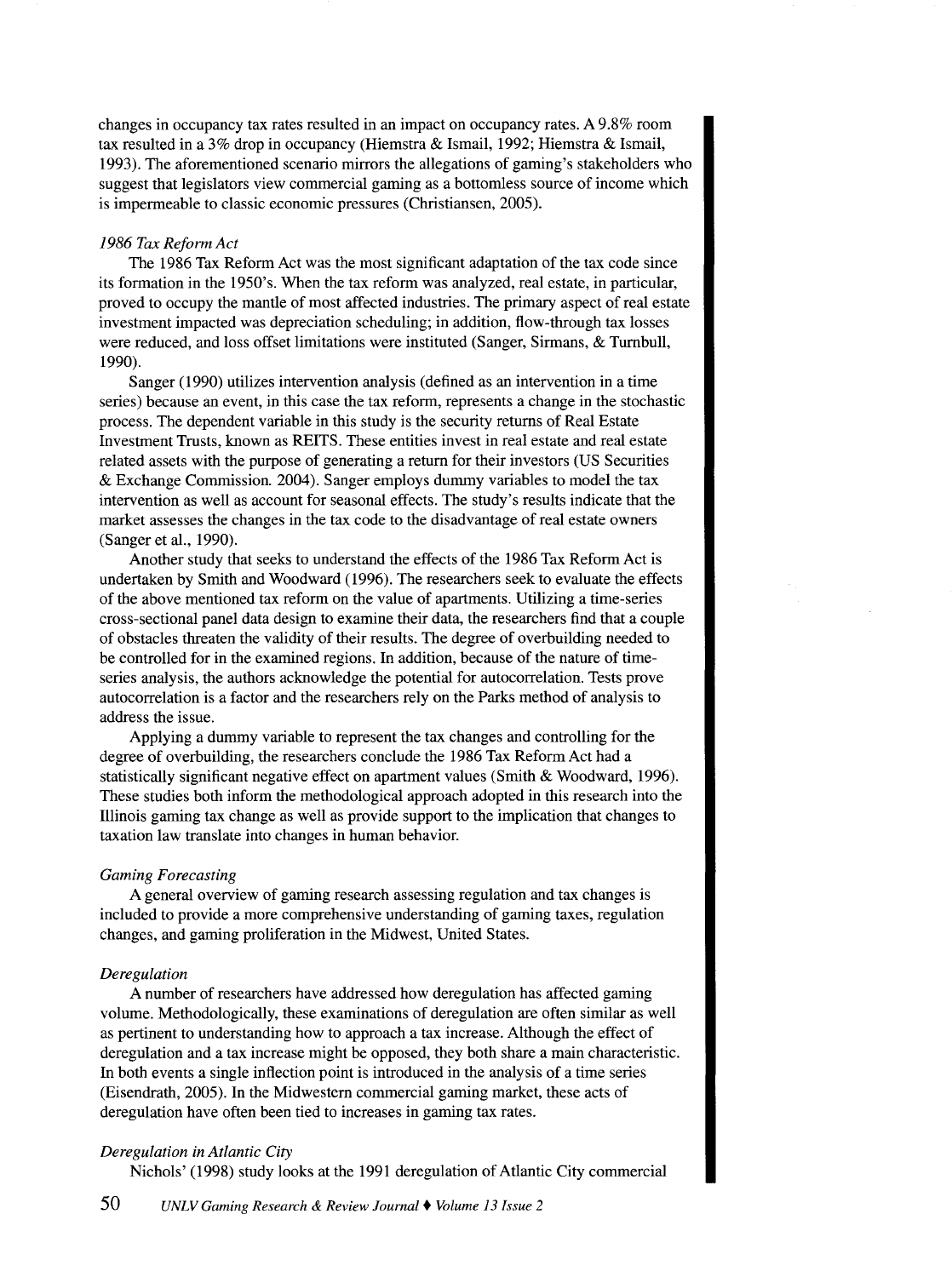changes in occupancy tax rates resulted in an impact on occupancy rates. A 9.8% room tax resulted in a 3% drop in occupancy (Hiemstra & Ismail, 1992; Hiemstra & Ismail, 1993). The aforementioned scenario mirrors the allegations of gaming's stakeholders who suggest that legislators view commercial gaming as a bottomless source of income which is impermeable to classic economic pressures (Christiansen, 2005).

### *1986 Tax Reform Act*

The 1986 Tax Reform Act was the most significant adaptation of the tax code since its formation in the 1950's. When the tax reform was analyzed, real estate, in particular, proved to occupy the mantle of most affected industries. The primary aspect of real estate investment impacted was depreciation scheduling; in addition, flow-through tax losses were reduced, and loss offset limitations were instituted (Sanger, Sirmans, & Turnbull, 1990).

Sanger (1990) utilizes intervention analysis (defined as an intervention in a time series) because an event, in this case the tax reform, represents a change in the stochastic process. The dependent variable in this study is the security returns of Real Estate Investment Trusts, known as REITS. These entities invest in real estate and real estate related assets with the purpose of generating a return for their investors (US Securities & Exchange Commission. 2004). Sanger employs dummy variables to model the tax intervention as well as account for seasonal effects. The study's results indicate that the market assesses the changes in the tax code to the disadvantage of real estate owners (Sanger et al., 1990).

Another study that seeks to understand the effects of the 1986 Tax Reform Act is undertaken by Smith and Woodward (1996). The researchers seek to evaluate the effects of the above mentioned tax reform on the value of apartments. Utilizing a time-series cross-sectional panel data design to examine their data, the researchers find that a couple of obstacles threaten the validity of their results. The degree of overbuilding needed to be controlled for in the examined regions. In addition, because of the nature of time-series analysis, the authors acknowledge the potential for autocorrelation. Tests prove autocorrelation is a factor and the researchers rely on the Parks method of analysis to address the issue.

Applying a dummy variable to represent the tax changes and controlling for the degree of overbuilding, the researchers conclude the 1986 Tax Reform Act had a statistically significant negative effect on apartment values (Smith & Woodward, 1996). These studies both inform the methodological approach adopted in this research into the Illinois gaming tax change as well as provide support to the implication that changes to taxation law translate into changes in human behavior.

### *Gaming Forecasting*

A general overview of gaming research assessing regulation and tax changes is included to provide a more comprehensive understanding of gaming taxes, regulation changes, and gaming proliferation in the Midwest, United States.

### *Deregulation*

A number of researchers have addressed how deregulation has affected gaming volume. Methodologically, these examinations of deregulation are often similar as well as pertinent to understanding how to approach a tax increase. Although the effect of deregulation and a tax increase might be opposed, they both share a main characteristic. In both events a single inflection point is introduced in the analysis of a time series (Eisendrath, 2005). In the Midwestern commercial gaming market, these acts of deregulation have often been tied to increases in gaming tax rates.

### *Deregulation in Atlantic City*

Nichols' (1998) study looks at the 1991 deregulation of Atlantic City commercial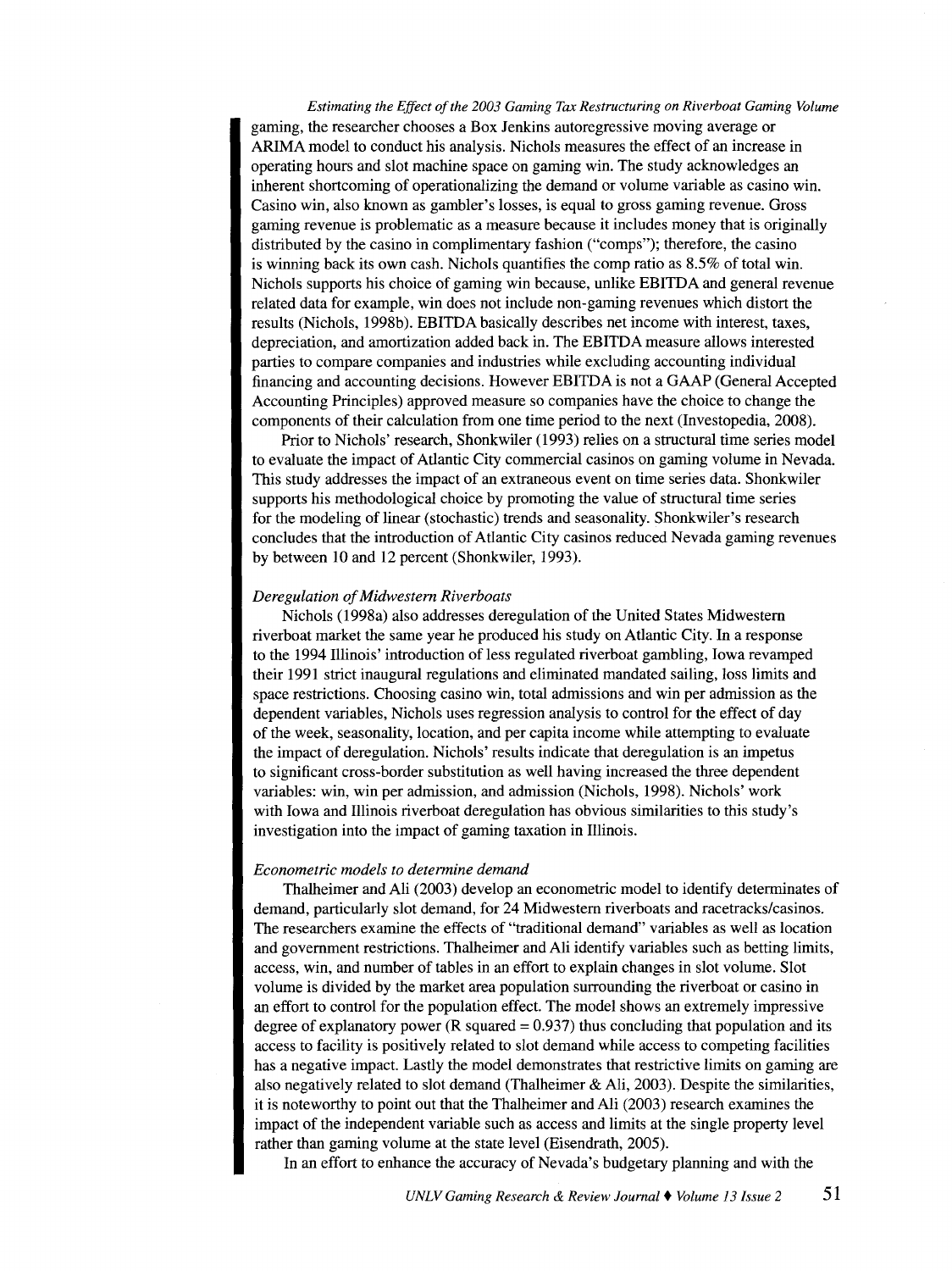gaming, the researcher chooses a Box Jenkins autoregressive moving average or ARIMA model to conduct his analysis. Nichols measures the effect of an increase in operating hours and slot machine space on gaming win. The study acknowledges an inherent shortcoming of operationalizing the demand or volume variable as casino win. Casino win, also known as gambler's losses, is equal to gross gaming revenue. Gross gaming revenue is problematic as a measure because it includes money that is originally distributed by the casino in complimentary fashion ("comps"); therefore, the casino is winning back its own cash. Nichols quantifies the comp ratio as 8.5% of total win. Nichols supports his choice of gaming win because, unlike EBITDA and general revenue related data for example, win does not include non-gaming revenues which distort the results (Nichols, 1998b). EBITDA basically describes net income with interest, taxes, depreciation, and amortization added back in. The EBITDA measure allows interested parties to compare companies and industries while excluding accounting individual financing and accounting decisions. However EBITDA is not a GAAP (General Accepted Accounting Principles) approved measure so companies have the choice to change the components of their calculation from one time period to the next (Investopedia, 2008).

Prior to Nichols' research, Shonkwiler (1993) relies on a structural time series model to evaluate the impact of Atlantic City commercial casinos on gaming volume in Nevada. This study addresses the impact of an extraneous event on time series data. Shonkwiler supports his methodological choice by promoting the value of structural time series for the modeling of linear (stochastic) trends and seasonality. Shonkwiler's research concludes that the introduction of Atlantic City casinos reduced Nevada gaming revenues by between 10 and 12 percent (Shonkwiler, 1993).

*Deregulation of Midwestern Riverboats*

Nichols (1998a) also addresses deregulation of the United States Midwestern riverboat market the same year he produced his study on Atlantic City. In a response to the 1994 Illinois' introduction of less regulated riverboat gambling, Iowa revamped their 1991 strict inaugural regulations and eliminated mandated sailing, loss limits and space restrictions. Choosing casino win, total admissions and win per admission as the dependent variables, Nichols uses regression analysis to control for the effect of day of the week, seasonality, location, and per capita income while attempting to evaluate the impact of deregulation. Nichols' results indicate that deregulation is an impetus to significant cross-border substitution as well having increased the three dependent variables: win, win per admission, and admission (Nichols, 1998). Nichols' work with Iowa and Illinois riverboat deregulation has obvious similarities to this study's investigation into the impact of gaming taxation in Illinois.

*Econometric models to determine demand*

Thalheimer and Ali (2003) develop an econometric model to identify determinates of demand, particularly slot demand, for 24 Midwestern riverboats and racetracks/casinos. The researchers examine the effects of "traditional demand" variables as well as location and government restrictions. Thalheimer and Ali identify variables such as betting limits, access, win, and number of tables in an effort to explain changes in slot volume. Slot volume is divided by the market area population surrounding the riverboat or casino in an effort to control for the population effect. The model shows an extremely impressive degree of explanatory power (R squared = 0.937) thus concluding that population and its access to facility is positively related to slot demand while access to competing facilities has a negative impact. Lastly the model demonstrates that restrictive limits on gaming are also negatively related to slot demand (Thalheimer & Ali, 2003). Despite the similarities, it is noteworthy to point out that the Thalheimer and Ali (2003) research examines the impact of the independent variable such as access and limits at the single property level rather than gaming volume at the state level (Eisendrath, 2005).

In an effort to enhance the accuracy of Nevada's budgetary planning and with the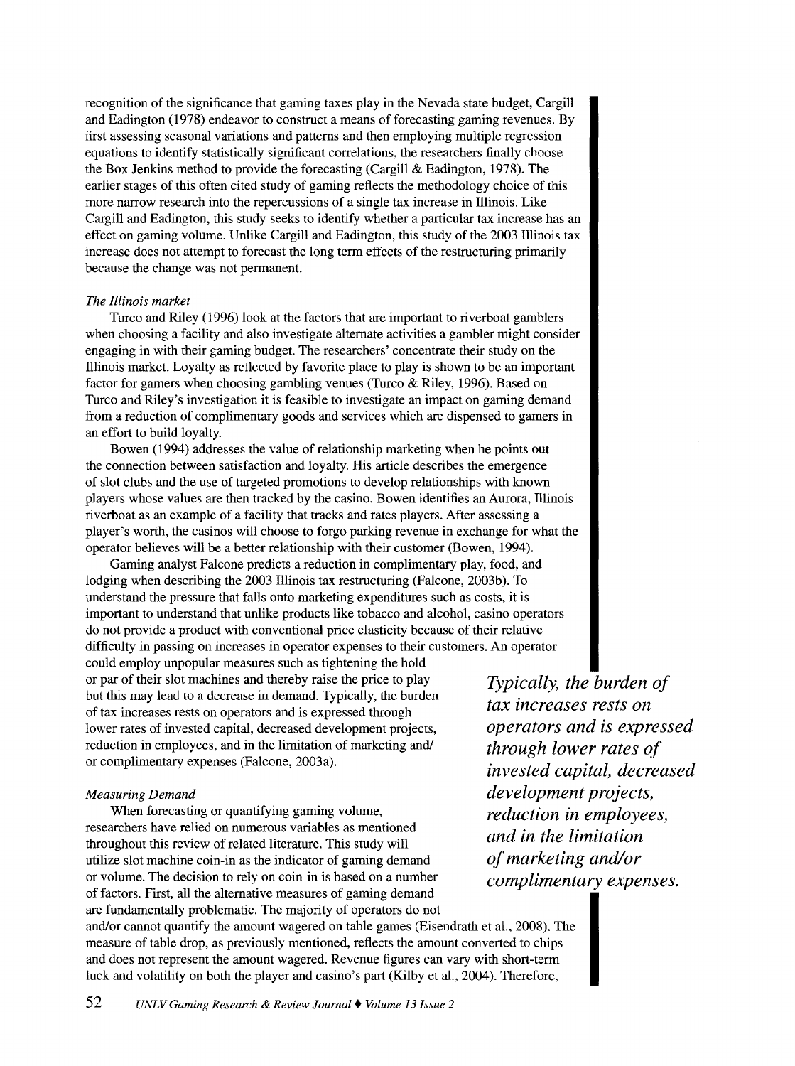recognition of the significance that gaming taxes play in the Nevada state budget, Cargill and Eadington (1978) endeavor to construct a means of forecasting gaming revenues. By first assessing seasonal variations and patterns and then employing multiple regression equations to identify statistically significant correlations, the researchers finally choose the Box Jenkins method to provide the forecasting (Cargill & Eadington, 1978). The earlier stages of this often cited study of gaming reflects the methodology choice of this more narrow research into the repercussions of a single tax increase in Illinois. Like Cargill and Eadington, this study seeks to identify whether a particular tax increase has an effect on gaming volume. Unlike Cargill and Eadington, this study of the 2003 Illinois tax increase does not attempt to forecast the long term effects of the restructuring primarily because the change was not permanent.

*The Illinois market*

Turco and Riley (1996) look at the factors that are important to riverboat gamblers when choosing a facility and also investigate alternate activities a gambler might consider engaging in with their gaming budget. The researchers' concentrate their study on the Illinois market. Loyalty as reflected by favorite place to play is shown to be an important factor for gamers when choosing gambling venues (Turco & Riley, 1996). Based on Turco and Riley's investigation it is feasible to investigate an impact on gaming demand from a reduction of complimentary goods and services which are dispensed to gamers in an effort to build loyalty.

Bowen (1994) addresses the value of relationship marketing when he points out the connection between satisfaction and loyalty. His article describes the emergence of slot clubs and the use of targeted promotions to develop relationships with known players whose values are then tracked by the casino. Bowen identifies an Aurora, Illinois riverboat as an example of a facility that tracks and rates players. After assessing a player's worth, the casinos will choose to forgo parking revenue in exchange for what the operator believes will be a better relationship with their customer (Bowen, 1994).

Gaming analyst Falcone predicts a reduction in complimentary play, food, and lodging when describing the 2003 Illinois tax restructuring (Falcone, 2003b). To understand the pressure that falls onto marketing expenditures such as costs, it is important to understand that unlike products like tobacco and alcohol, casino operators do not provide a product with conventional price elasticity because of their relative difficulty in passing on increases in operator expenses to their customers. An operator could employ unpopular measures such as tightening the hold or par of their slot machines and thereby raise the price to play but this may lead to a decrease in demand. Typically, the burden of tax increases rests on operators and is expressed through lower rates of invested capital, decreased development projects, reduction in employees, and in the limitation of marketing and/or complimentary expenses (Falcone, 2003a).

*Typically, the burden of tax increases rests on operators and is expressed through lower rates of invested capital, decreased development projects, reduction in employees, and in the limitation of marketing and/or complimentary expenses.*

*Measuring Demand*

When forecasting or quantifying gaming volume, researchers have relied on numerous variables as mentioned throughout this review of related literature. This study will utilize slot machine coin-in as the indicator of gaming demand or volume. The decision to rely on coin-in is based on a number of factors. First, all the alternative measures of gaming demand are fundamentally problematic. The majority of operators do not and/or cannot quantify the amount wagered on table games (Eisendrath et al., 2008). The measure of table drop, as previously mentioned, reflects the amount converted to chips and does not represent the amount wagered. Revenue figures can vary with short-term luck and volatility on both the player and casino's part (Kilby et al., 2004). Therefore,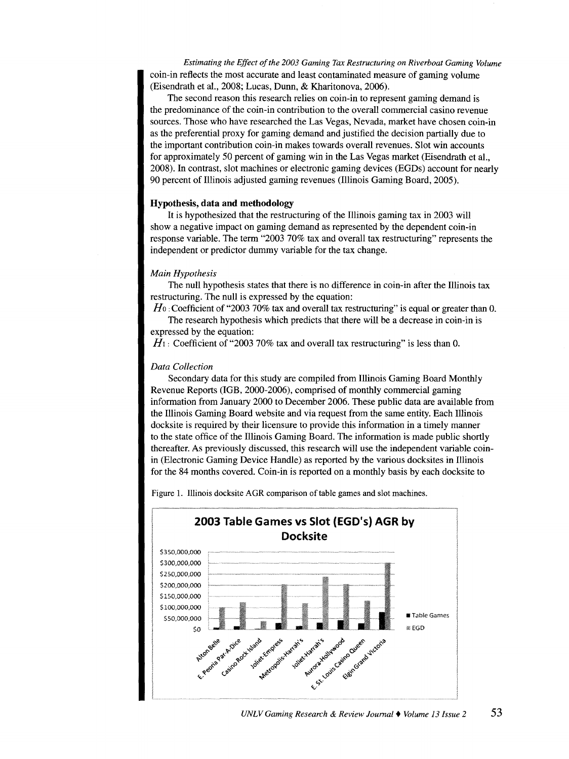coin-in reflects the most accurate and least contaminated measure of gaming volume (Eisendrath et al., 2008; Lucas, Dunn, & Kharitonova, 2006).

The second reason this research relies on coin-in to represent gaming demand is the predominance of the coin-in contribution to the overall commercial casino revenue sources. Those who have researched the Las Vegas, Nevada, market have chosen coin-in as the preferential proxy for gaming demand and justified the decision partially due to the important contribution coin-in makes towards overall revenues. Slot win accounts for approximately 50 percent of gaming win in the Las Vegas market (Eisendrath et al., 2008). In contrast, slot machines or electronic gaming devices (EGDs) account for nearly 90 percent of Illinois adjusted gaming revenues (Illinois Gaming Board, 2005).

### Hypothesis, data and methodology

It is hypothesized that the restructuring of the Illinois gaming tax in 2003 will show a negative impact on gaming demand as represented by the dependent coin-in response variable. The term "2003 70% tax and overall tax restructuring" represents the independent or predictor dummy variable for the tax change.

#### *Main Hypothesis*

The null hypothesis states that there is no difference in coin-in after the Illinois tax restructuring. The null is expressed by the equation:

$H_0$ : Coefficient of "2003 70% tax and overall tax restructuring" is equal or greater than 0.

The research hypothesis which predicts that there will be a decrease in coin-in is expressed by the equation:

$H_1$ : Coefficient of "2003 70% tax and overall tax restructuring" is less than 0.

#### *Data Collection*

Secondary data for this study are compiled from Illinois Gaming Board Monthly Revenue Reports (IGB, 2000-2006), comprised of monthly commercial gaming information from January 2000 to December 2006. These public data are available from the Illinois Gaming Board website and via request from the same entity. Each Illinois docksite is required by their licensure to provide this information in a timely manner to the state office of the Illinois Gaming Board. The information is made public shortly thereafter. As previously discussed, this research will use the independent variable coin-in (Electronic Gaming Device Handle) as reported by the various docksites in Illinois for the 84 months covered. Coin-in is reported on a monthly basis by each docksite to

Figure 1. Illinois docksite AGR comparison of table games and slot machines.

**2003 Table Games vs Slot (EGD's) AGR by Docksite**

Y-axis: $0 to $350,000,000. Series: Table Games, EGD. Docksites: Alton Belle, E. Peoria Par-A-Dice, Casino Rock Island, Joliet-Empress, Metropolis-Harrah's, Joliet-Harrah's, Aurora-Hollywood, E. St. Louis Casino Queen, Elgin Grand Victoria.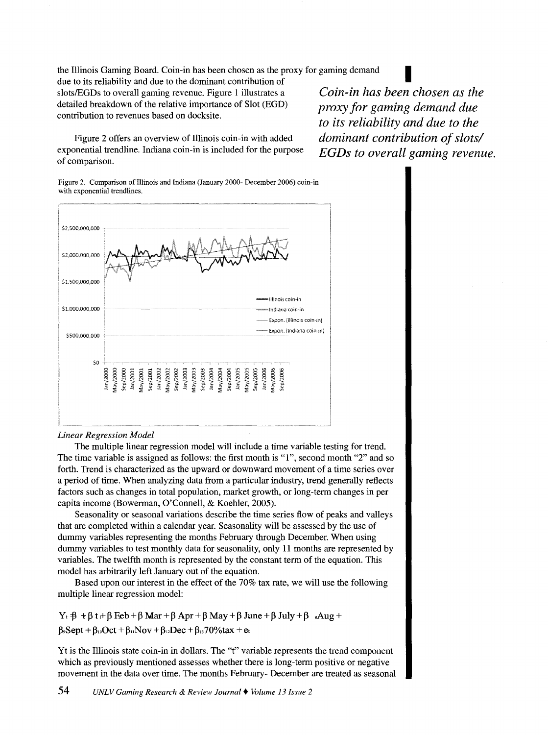the Illinois Gaming Board. Coin-in has been chosen as the proxy for gaming demand due to its reliability and due to the dominant contribution of slots/EGDs to overall gaming revenue. Figure 1 illustrates a detailed breakdown of the relative importance of Slot (EGD) contribution to revenues based on docksite.

***Coin-in has been chosen as the proxy for gaming demand due to its reliability and due to the dominant contribution of slots/ EGDs to overall gaming revenue.***

Figure 2 offers an overview of Illinois coin-in with added exponential trendline. Indiana coin-in is included for the purpose of comparison.

Figure 2. Comparison of Illinois and Indiana (January 2000- December 2006) coin-in with exponential trendlines.

*Linear Regression Model*

The multiple linear regression model will include a time variable testing for trend. The time variable is assigned as follows: the first month is "1", second month "2" and so forth. Trend is characterized as the upward or downward movement of a time series over a period of time. When analyzing data from a particular industry, trend generally reflects factors such as changes in total population, market growth, or long-term changes in per capita income (Bowerman, O'Connell, & Koehler, 2005).

Seasonality or seasonal variations describe the time series flow of peaks and valleys that are completed within a calendar year. Seasonality will be assessed by the use of dummy variables representing the months February through December. When using dummy variables to test monthly data for seasonality, only 11 months are represented by variables. The twelfth month is represented by the constant term of the equation. This model has arbitrarily left January out of the equation.

Based upon our interest in the effect of the 70% tax rate, we will use the following multiple linear regression model:

$$Y_t = \beta_0 + \beta_1 t + \beta_2 Feb + \beta_3 Mar + \beta_4 Apr + \beta_5 May + \beta_6 June + \beta_7 July + \beta_8 Aug + \beta_9 Sept + \beta_{10} Oct + \beta_{11} Nov + \beta_{12} Dec + \beta_{13} 70\%tax + e_t$$

Yt is the Illinois state coin-in in dollars. The "t" variable represents the trend component which as previously mentioned assesses whether there is long-term positive or negative movement in the data over time. The months February- December are treated as seasonal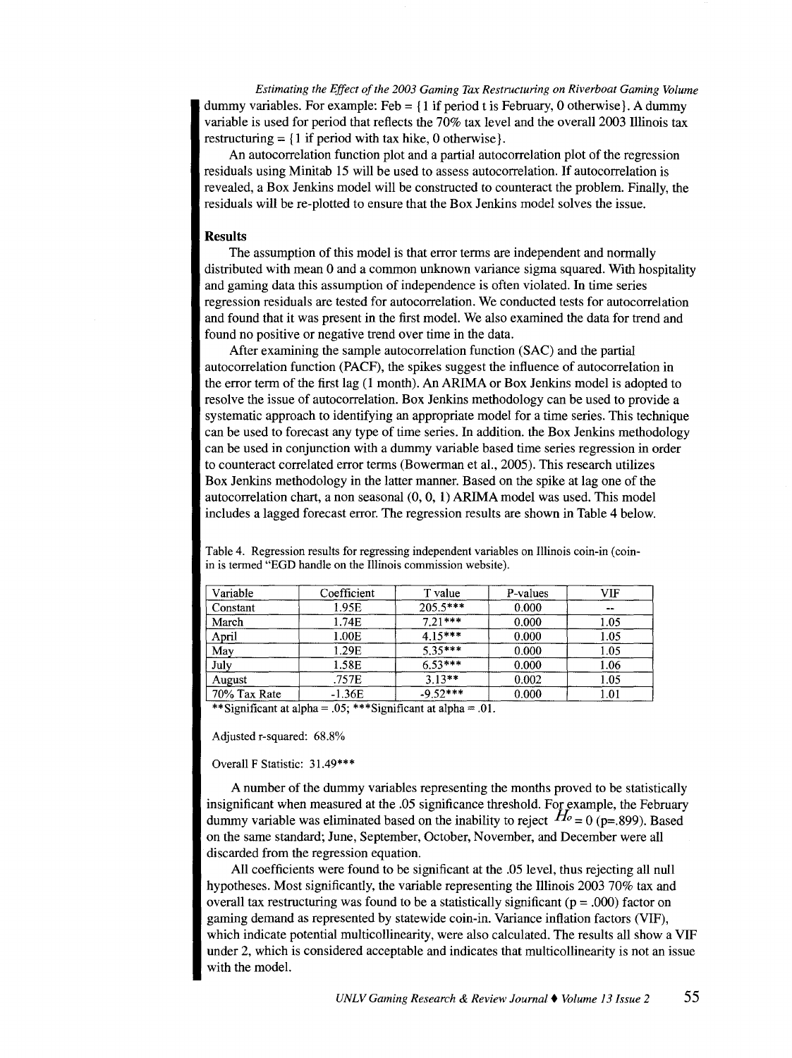dummy variables. For example: Feb = {1 if period t is February, 0 otherwise}. A dummy variable is used for period that reflects the 70% tax level and the overall 2003 Illinois tax restructuring = {1 if period with tax hike, 0 otherwise}.

An autocorrelation function plot and a partial autocorrelation plot of the regression residuals using Minitab 15 will be used to assess autocorrelation. If autocorrelation is revealed, a Box Jenkins model will be constructed to counteract the problem. Finally, the residuals will be re-plotted to ensure that the Box Jenkins model solves the issue.

### Results

The assumption of this model is that error terms are independent and normally distributed with mean 0 and a common unknown variance sigma squared. With hospitality and gaming data this assumption of independence is often violated. In time series regression residuals are tested for autocorrelation. We conducted tests for autocorrelation and found that it was present in the first model. We also examined the data for trend and found no positive or negative trend over time in the data.

After examining the sample autocorrelation function (SAC) and the partial autocorrelation function (PACF), the spikes suggest the influence of autocorrelation in the error term of the first lag (1 month). An ARIMA or Box Jenkins model is adopted to resolve the issue of autocorrelation. Box Jenkins methodology can be used to provide a systematic approach to identifying an appropriate model for a time series. This technique can be used to forecast any type of time series. In addition. the Box Jenkins methodology can be used in conjunction with a dummy variable based time series regression in order to counteract correlated error terms (Bowerman et al., 2005). This research utilizes Box Jenkins methodology in the latter manner. Based on the spike at lag one of the autocorrelation chart, a non seasonal (0, 0, 1) ARIMA model was used. This model includes a lagged forecast error. The regression results are shown in Table 4 below.

Table 4. Regression results for regressing independent variables on Illinois coin-in (coin-in is termed "EGD handle on the Illinois commission website).

| Variable | Coefficient | T value | P-values | VIF |
|---|---|---|---|---|
| Constant | 1.95E | 205.5*** | 0.000 | -- |
| March | 1.74E | 7.21*** | 0.000 | 1.05 |
| April | 1.00E | 4.15*** | 0.000 | 1.05 |
| May | 1.29E | 5.35*** | 0.000 | 1.05 |
| July | 1.58E | 6.53*** | 0.000 | 1.06 |
| August | .757E | 3.13** | 0.002 | 1.05 |
| 70% Tax Rate | -1.36E | -9.52*** | 0.000 | 1.01 |

**Significant at alpha = .05; ***Significant at alpha = .01.

Adjusted r-squared: 68.8%

Overall F Statistic: 31.49***

A number of the dummy variables representing the months proved to be statistically insignificant when measured at the .05 significance threshold. For example, the February dummy variable was eliminated based on the inability to reject $H_o = 0$ (p=.899). Based on the same standard; June, September, October, November, and December were all discarded from the regression equation.

All coefficients were found to be significant at the .05 level, thus rejecting all null hypotheses. Most significantly, the variable representing the Illinois 2003 70% tax and overall tax restructuring was found to be a statistically significant (p = .000) factor on gaming demand as represented by statewide coin-in. Variance inflation factors (VIF), which indicate potential multicollinearity, were also calculated. The results all show a VIF under 2, which is considered acceptable and indicates that multicollinearity is not an issue with the model.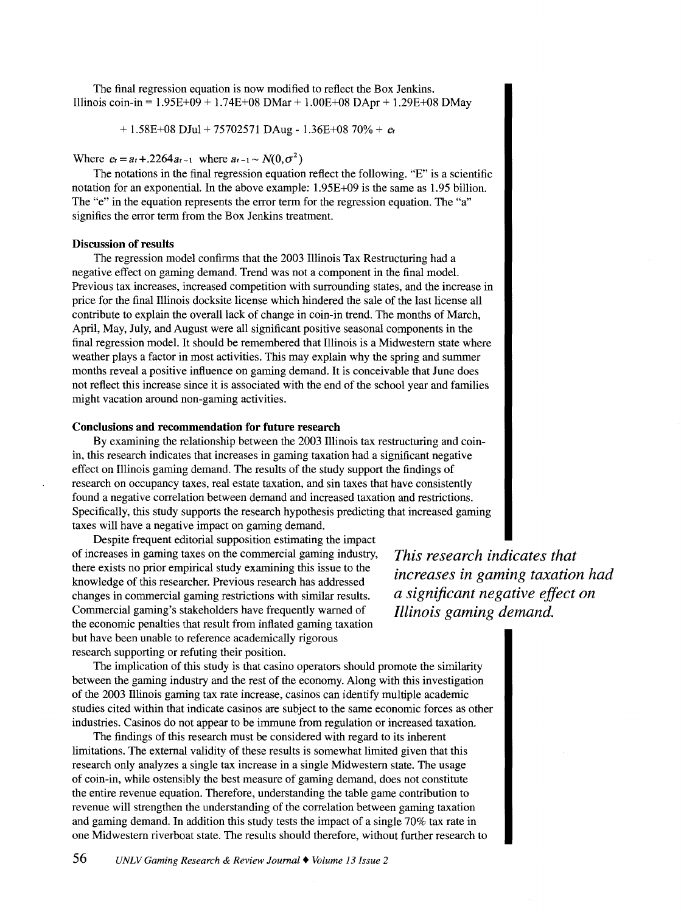The final regression equation is now modified to reflect the Box Jenkins.

$$\text{Illinois coin-in} = 1.95E{+}09 + 1.74E{+}08\ DMar + 1.00E{+}08\ DApr + 1.29E{+}08\ DMay$$

$$+ 1.58E{+}08\ DJul + 75702571\ DAug - 1.36E{+}08\ 70\% + e_t$$

Where $e_t = a_t + .2264a_{t-1}$ where $a_{t-1} \sim N(0,\sigma^2)$

The notations in the final regression equation reflect the following. "E" is a scientific notation for an exponential. In the above example: 1.95E+09 is the same as 1.95 billion. The "e" in the equation represents the error term for the regression equation. The "a" signifies the error term from the Box Jenkins treatment.

**Discussion of results**

The regression model confirms that the 2003 Illinois Tax Restructuring had a negative effect on gaming demand. Trend was not a component in the final model. Previous tax increases, increased competition with surrounding states, and the increase in price for the final Illinois docksite license which hindered the sale of the last license all contribute to explain the overall lack of change in coin-in trend. The months of March, April, May, July, and August were all significant positive seasonal components in the final regression model. It should be remembered that Illinois is a Midwestern state where weather plays a factor in most activities. This may explain why the spring and summer months reveal a positive influence on gaming demand. It is conceivable that June does not reflect this increase since it is associated with the end of the school year and families might vacation around non-gaming activities.

**Conclusions and recommendation for future research**

By examining the relationship between the 2003 Illinois tax restructuring and coin-in, this research indicates that increases in gaming taxation had a significant negative effect on Illinois gaming demand. The results of the study support the findings of research on occupancy taxes, real estate taxation, and sin taxes that have consistently found a negative correlation between demand and increased taxation and restrictions. Specifically, this study supports the research hypothesis predicting that increased gaming taxes will have a negative impact on gaming demand.

Despite frequent editorial supposition estimating the impact of increases in gaming taxes on the commercial gaming industry, there exists no prior empirical study examining this issue to the knowledge of this researcher. Previous research has addressed changes in commercial gaming restrictions with similar results. Commercial gaming's stakeholders have frequently warned of the economic penalties that result from inflated gaming taxation but have been unable to reference academically rigorous research supporting or refuting their position.

*This research indicates that increases in gaming taxation had a significant negative effect on Illinois gaming demand.*

The implication of this study is that casino operators should promote the similarity between the gaming industry and the rest of the economy. Along with this investigation of the 2003 Illinois gaming tax rate increase, casinos can identify multiple academic studies cited within that indicate casinos are subject to the same economic forces as other industries. Casinos do not appear to be immune from regulation or increased taxation.

The findings of this research must be considered with regard to its inherent limitations. The external validity of these results is somewhat limited given that this research only analyzes a single tax increase in a single Midwestern state. The usage of coin-in, while ostensibly the best measure of gaming demand, does not constitute the entire revenue equation. Therefore, understanding the table game contribution to revenue will strengthen the understanding of the correlation between gaming taxation and gaming demand. In addition this study tests the impact of a single 70% tax rate in one Midwestern riverboat state. The results should therefore, without further research to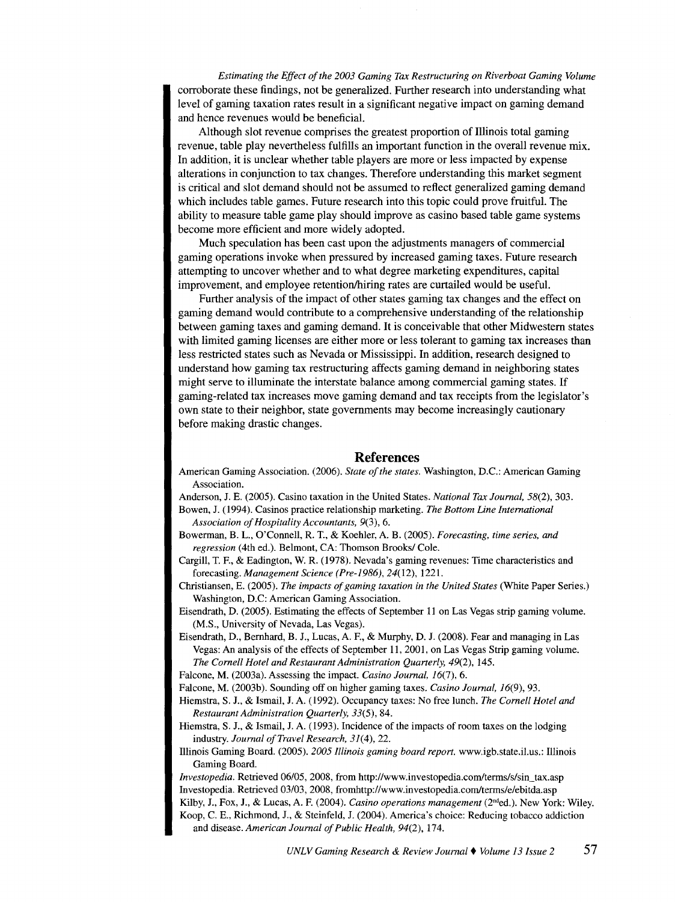corroborate these findings, not be generalized. Further research into understanding what level of gaming taxation rates result in a significant negative impact on gaming demand and hence revenues would be beneficial.

Although slot revenue comprises the greatest proportion of Illinois total gaming revenue, table play nevertheless fulfills an important function in the overall revenue mix. In addition, it is unclear whether table players are more or less impacted by expense alterations in conjunction to tax changes. Therefore understanding this market segment is critical and slot demand should not be assumed to reflect generalized gaming demand which includes table games. Future research into this topic could prove fruitful. The ability to measure table game play should improve as casino based table game systems become more efficient and more widely adopted.

Much speculation has been cast upon the adjustments managers of commercial gaming operations invoke when pressured by increased gaming taxes. Future research attempting to uncover whether and to what degree marketing expenditures, capital improvement, and employee retention/hiring rates are curtailed would be useful.

Further analysis of the impact of other states gaming tax changes and the effect on gaming demand would contribute to a comprehensive understanding of the relationship between gaming taxes and gaming demand. It is conceivable that other Midwestern states with limited gaming licenses are either more or less tolerant to gaming tax increases than less restricted states such as Nevada or Mississippi. In addition, research designed to understand how gaming tax restructuring affects gaming demand in neighboring states might serve to illuminate the interstate balance among commercial gaming states. If gaming-related tax increases move gaming demand and tax receipts from the legislator's own state to their neighbor, state governments may become increasingly cautionary before making drastic changes.

## References

American Gaming Association. (2006). *State of the states.* Washington, D.C.: American Gaming Association.

Anderson, J. E. (2005). Casino taxation in the United States. *National Tax Journal, 58*(2), 303.

Bowen, J. (1994). Casinos practice relationship marketing. *The Bottom Line International Association of Hospitality Accountants, 9*(3), 6.

Bowerman, B. L., O'Connell, R. T., & Koehler, A. B. (2005). *Forecasting, time series, and regression* (4th ed.). Belmont, CA: Thomson Brooks/ Cole.

Cargill, T. F., & Eadington, W. R. (1978). Nevada's gaming revenues: Time characteristics and forecasting. *Management Science (Pre-1986), 24*(12), 1221.

Christiansen, E. (2005). *The impacts of gaming taxation in the United States* (White Paper Series.) Washington, D.C: American Gaming Association.

Eisendrath, D. (2005). Estimating the effects of September 11 on Las Vegas strip gaming volume. (M.S., University of Nevada, Las Vegas).

Eisendrath, D., Bernhard, B. J., Lucas, A. F., & Murphy, D. J. (2008). Fear and managing in Las Vegas: An analysis of the effects of September 11, 2001, on Las Vegas Strip gaming volume. *The Cornell Hotel and Restaurant Administration Quarterly, 49*(2), 145.

Falcone, M. (2003a). Assessing the impact. *Casino Journal, 16*(7), 6.

Falcone, M. (2003b). Sounding off on higher gaming taxes. *Casino Journal, 16*(9), 93.

Hiemstra, S. J., & Ismail, J. A. (1992). Occupancy taxes: No free lunch. *The Cornell Hotel and Restaurant Administration Quarterly, 33*(5), 84.

Hiemstra, S. J., & Ismail, J. A. (1993). Incidence of the impacts of room taxes on the lodging industry. *Journal of Travel Research, 31*(4), 22.

Illinois Gaming Board. (2005). *2005 Illinois gaming board report.* www.igb.state.il.us.: Illinois Gaming Board.

*Investopedia.* Retrieved 06/05, 2008, from http://www.investopedia.com/terms/s/sin_tax.asp

Investopedia. Retrieved 03/03, 2008, fromhttp://www.investopedia.com/terms/e/ebitda.asp

Kilby, J., Fox, J., & Lucas, A. F. (2004). *Casino operations management* (2nd ed.). New York: Wiley.

Koop, C. E., Richmond, J., & Steinfeld, J. (2004). America's choice: Reducing tobacco addiction and disease. *American Journal of Public Health, 94*(2), 174.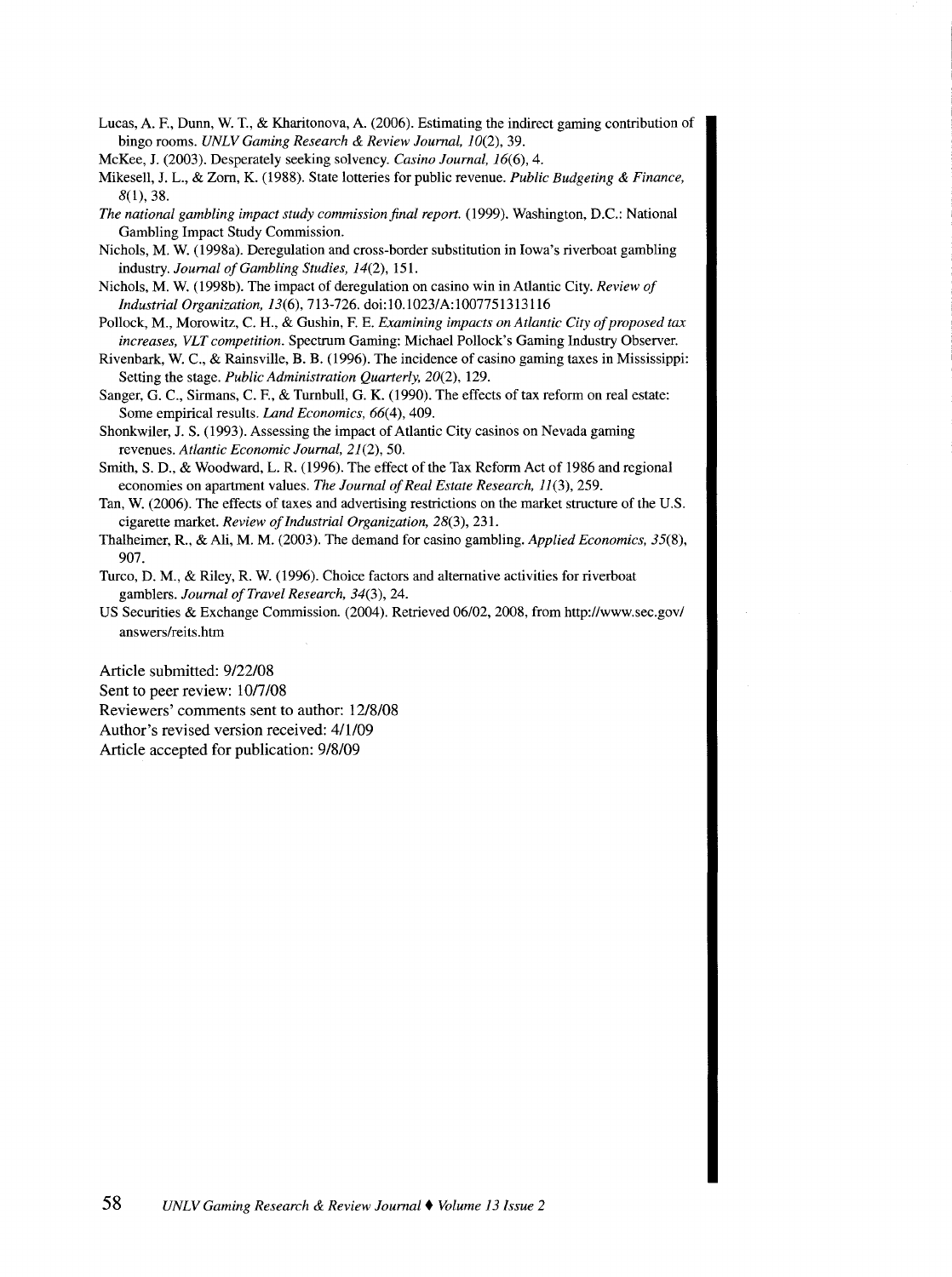Lucas, A. F., Dunn, W. T., & Kharitonova, A. (2006). Estimating the indirect gaming contribution of bingo rooms. *UNLV Gaming Research & Review Journal, 10*(2), 39.

McKee, J. (2003). Desperately seeking solvency. *Casino Journal, 16*(6), 4.

Mikesell, J. L., & Zorn, K. (1988). State lotteries for public revenue. *Public Budgeting & Finance, 8*(1), 38.

*The national gambling impact study commission final report.* (1999). Washington, D.C.: National Gambling Impact Study Commission.

Nichols, M. W. (1998a). Deregulation and cross-border substitution in Iowa's riverboat gambling industry. *Journal of Gambling Studies, 14*(2), 151.

Nichols, M. W. (1998b). The impact of deregulation on casino win in Atlantic City. *Review of Industrial Organization, 13*(6), 713-726. doi:10.1023/A:1007751313116

Pollock, M., Morowitz, C. H., & Gushin, F. E. *Examining impacts on Atlantic City of proposed tax increases, VLT competition*. Spectrum Gaming: Michael Pollock's Gaming Industry Observer.

Rivenbark, W. C., & Rainsville, B. B. (1996). The incidence of casino gaming taxes in Mississippi: Setting the stage. *Public Administration Quarterly, 20*(2), 129.

Sanger, G. C., Sirmans, C. F., & Turnbull, G. K. (1990). The effects of tax reform on real estate: Some empirical results. *Land Economics, 66*(4), 409.

Shonkwiler, J. S. (1993). Assessing the impact of Atlantic City casinos on Nevada gaming revenues. *Atlantic Economic Journal, 21*(2), 50.

Smith, S. D., & Woodward, L. R. (1996). The effect of the Tax Reform Act of 1986 and regional economies on apartment values. *The Journal of Real Estate Research, 11*(3), 259.

Tan, W. (2006). The effects of taxes and advertising restrictions on the market structure of the U.S. cigarette market. *Review of Industrial Organization, 28*(3), 231.

Thalheimer, R., & Ali, M. M. (2003). The demand for casino gambling. *Applied Economics, 35*(8), 907.

Turco, D. M., & Riley, R. W. (1996). Choice factors and alternative activities for riverboat gamblers. *Journal of Travel Research, 34*(3), 24.

US Securities & Exchange Commission. (2004). Retrieved 06/02, 2008, from http://www.sec.gov/answers/reits.htm

Article submitted: 9/22/08

Sent to peer review: 10/7/08

Reviewers' comments sent to author: 12/8/08

Author's revised version received: 4/1/09

Article accepted for publication: 9/8/09